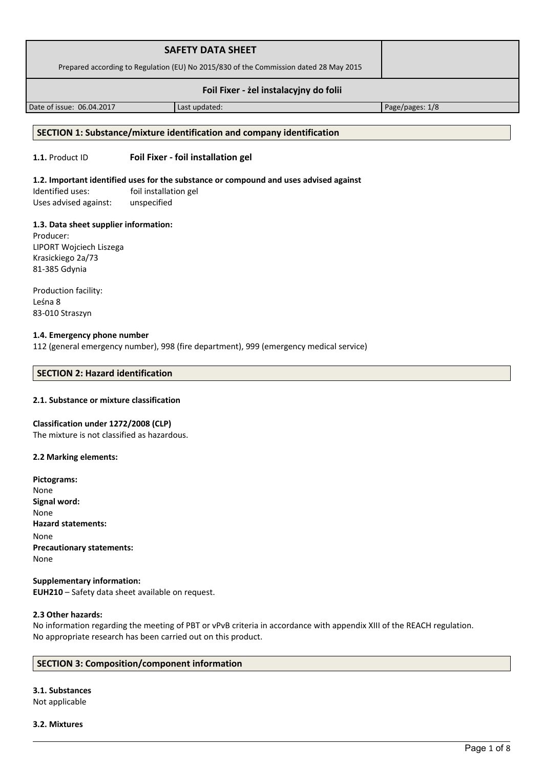| SAFETY DATA SHEET<br>Prepared according to Regulation (EU) No 2015/830 of the Commission dated 28 May 2015 | | |
|---|---|---|
| **Foil Fixer - żel instalacyjny do folii** | | |
| Date of issue: 06.04.2017 | Last updated: | Page/pages: 1/8 |

## SECTION 1: Substance/mixture identification and company identification

**1.1.** Product ID **Foil Fixer - foil installation gel**

**1.2. Important identified uses for the substance or compound and uses advised against**

Identified uses: foil installation gel
Uses advised against: unspecified

**1.3. Data sheet supplier information:**

Producer:
LIPORT Wojciech Liszega
Krasickiego 2a/73
81-385 Gdynia

Production facility:
Leśna 8
83-010 Straszyn

**1.4. Emergency phone number**

112 (general emergency number), 998 (fire department), 999 (emergency medical service)

## SECTION 2: Hazard identification

**2.1. Substance or mixture classification**

**Classification under 1272/2008 (CLP)**
The mixture is not classified as hazardous.

**2.2 Marking elements:**

**Pictograms:**
None
**Signal word:**
None
**Hazard statements:**
None
**Precautionary statements:**
None

**Supplementary information:**
**EUH210** – Safety data sheet available on request.

**2.3 Other hazards:**
No information regarding the meeting of PBT or vPvB criteria in accordance with appendix XIII of the REACH regulation.
No appropriate research has been carried out on this product.

## SECTION 3: Composition/component information

**3.1. Substances**
Not applicable

**3.2. Mixtures**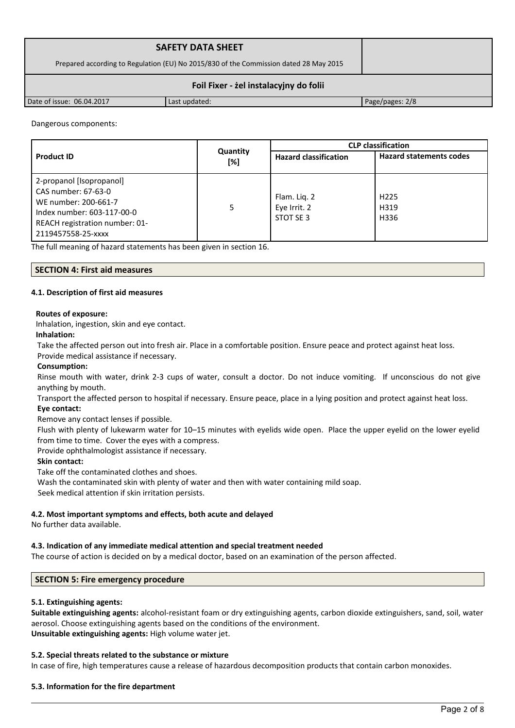Dangerous components:

| Product ID | Quantity [%] | CLP classification | |
|---|---|---|---|
| | | Hazard classification | Hazard statements codes |
| 2-propanol [Isopropanol]<br>CAS number: 67-63-0<br>WE number: 200-661-7<br>Index number: 603-117-00-0<br>REACH registration number: 01-2119457558-25-xxxx | 5 | Flam. Liq. 2<br>Eye Irrit. 2<br>STOT SE 3 | H225<br>H319<br>H336 |

The full meaning of hazard statements has been given in section 16.

## SECTION 4: First aid measures

### 4.1. Description of first aid measures

**Routes of exposure:**

Inhalation, ingestion, skin and eye contact.

**Inhalation:**

Take the affected person out into fresh air. Place in a comfortable position. Ensure peace and protect against heat loss. Provide medical assistance if necessary.

**Consumption:**

Rinse mouth with water, drink 2-3 cups of water, consult a doctor. Do not induce vomiting. If unconscious do not give anything by mouth.

Transport the affected person to hospital if necessary. Ensure peace, place in a lying position and protect against heat loss.

**Eye contact:**

Remove any contact lenses if possible.

Flush with plenty of lukewarm water for 10–15 minutes with eyelids wide open. Place the upper eyelid on the lower eyelid from time to time. Cover the eyes with a compress.

Provide ophthalmologist assistance if necessary.

**Skin contact:**

Take off the contaminated clothes and shoes.

Wash the contaminated skin with plenty of water and then with water containing mild soap.

Seek medical attention if skin irritation persists.

### 4.2. Most important symptoms and effects, both acute and delayed

No further data available.

### 4.3. Indication of any immediate medical attention and special treatment needed

The course of action is decided on by a medical doctor, based on an examination of the person affected.

## SECTION 5: Fire emergency procedure

### 5.1. Extinguishing agents:

**Suitable extinguishing agents:** alcohol-resistant foam or dry extinguishing agents, carbon dioxide extinguishers, sand, soil, water aerosol. Choose extinguishing agents based on the conditions of the environment.

**Unsuitable extinguishing agents:** High volume water jet.

### 5.2. Special threats related to the substance or mixture

In case of fire, high temperatures cause a release of hazardous decomposition products that contain carbon monoxides.

### 5.3. Information for the fire department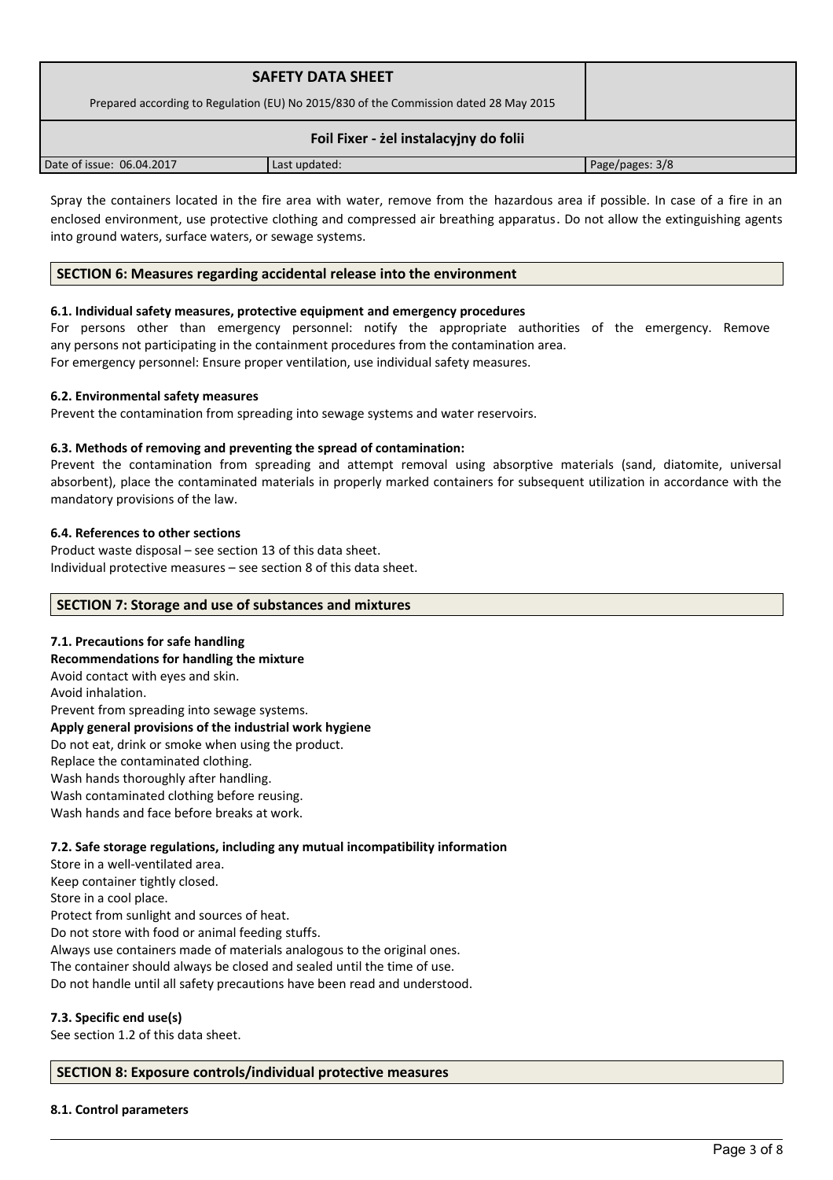Spray the containers located in the fire area with water, remove from the hazardous area if possible. In case of a fire in an enclosed environment, use protective clothing and compressed air breathing apparatus. Do not allow the extinguishing agents into ground waters, surface waters, or sewage systems.

## SECTION 6: Measures regarding accidental release into the environment

### 6.1. Individual safety measures, protective equipment and emergency procedures

For persons other than emergency personnel: notify the appropriate authorities of the emergency. Remove any persons not participating in the containment procedures from the contamination area.
For emergency personnel: Ensure proper ventilation, use individual safety measures.

### 6.2. Environmental safety measures

Prevent the contamination from spreading into sewage systems and water reservoirs.

### 6.3. Methods of removing and preventing the spread of contamination:

Prevent the contamination from spreading and attempt removal using absorptive materials (sand, diatomite, universal absorbent), place the contaminated materials in properly marked containers for subsequent utilization in accordance with the mandatory provisions of the law.

### 6.4. References to other sections

Product waste disposal – see section 13 of this data sheet.
Individual protective measures – see section 8 of this data sheet.

## SECTION 7: Storage and use of substances and mixtures

### 7.1. Precautions for safe handling

**Recommendations for handling the mixture**

Avoid contact with eyes and skin.
Avoid inhalation.
Prevent from spreading into sewage systems.

**Apply general provisions of the industrial work hygiene**

Do not eat, drink or smoke when using the product.
Replace the contaminated clothing.
Wash hands thoroughly after handling.
Wash contaminated clothing before reusing.
Wash hands and face before breaks at work.

### 7.2. Safe storage regulations, including any mutual incompatibility information

Store in a well-ventilated area.
Keep container tightly closed.
Store in a cool place.
Protect from sunlight and sources of heat.
Do not store with food or animal feeding stuffs.
Always use containers made of materials analogous to the original ones.
The container should always be closed and sealed until the time of use.
Do not handle until all safety precautions have been read and understood.

### 7.3. Specific end use(s)

See section 1.2 of this data sheet.

## SECTION 8: Exposure controls/individual protective measures

### 8.1. Control parameters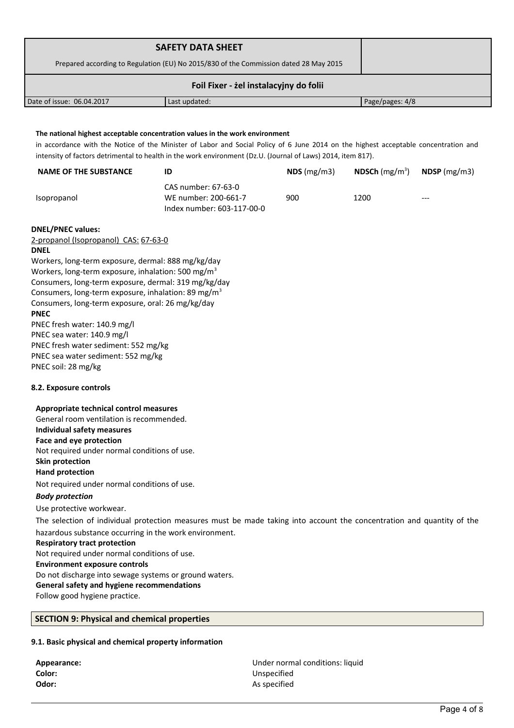**The national highest acceptable concentration values in the work environment**

in accordance with the Notice of the Minister of Labor and Social Policy of 6 June 2014 on the highest acceptable concentration and intensity of factors detrimental to health in the work environment (Dz.U. (Journal of Laws) 2014, item 817).

| NAME OF THE SUBSTANCE | ID | NDS (mg/m3) | NDSCh (mg/m$^3$) | NDSP (mg/m3) |
|---|---|---|---|---|
| Isopropanol | CAS number: 67-63-0<br>WE number: 200-661-7<br>Index number: 603-117-00-0 | 900 | 1200 | --- |

**DNEL/PNEC values:**

2-propanol (Isopropanol) CAS: 67-63-0

**DNEL**

Workers, long-term exposure, dermal: 888 mg/kg/day
Workers, long-term exposure, inhalation: 500 mg/m$^3$
Consumers, long-term exposure, dermal: 319 mg/kg/day
Consumers, long-term exposure, inhalation: 89 mg/m$^3$
Consumers, long-term exposure, oral: 26 mg/kg/day

**PNEC**

PNEC fresh water: 140.9 mg/l
PNEC sea water: 140.9 mg/l
PNEC fresh water sediment: 552 mg/kg
PNEC sea water sediment: 552 mg/kg
PNEC soil: 28 mg/kg

### 8.2. Exposure controls

**Appropriate technical control measures**

General room ventilation is recommended.

**Individual safety measures**

**Face and eye protection**

Not required under normal conditions of use.

**Skin protection**

**Hand protection**

Not required under normal conditions of use.

***Body protection***

Use protective workwear.

The selection of individual protection measures must be made taking into account the concentration and quantity of the hazardous substance occurring in the work environment.

**Respiratory tract protection**

Not required under normal conditions of use.

**Environment exposure controls**

Do not discharge into sewage systems or ground waters.

**General safety and hygiene recommendations**

Follow good hygiene practice.

## SECTION 9: Physical and chemical properties

### 9.1. Basic physical and chemical property information

**Appearance:** Under normal conditions: liquid
**Color:** Unspecified
**Odor:** As specified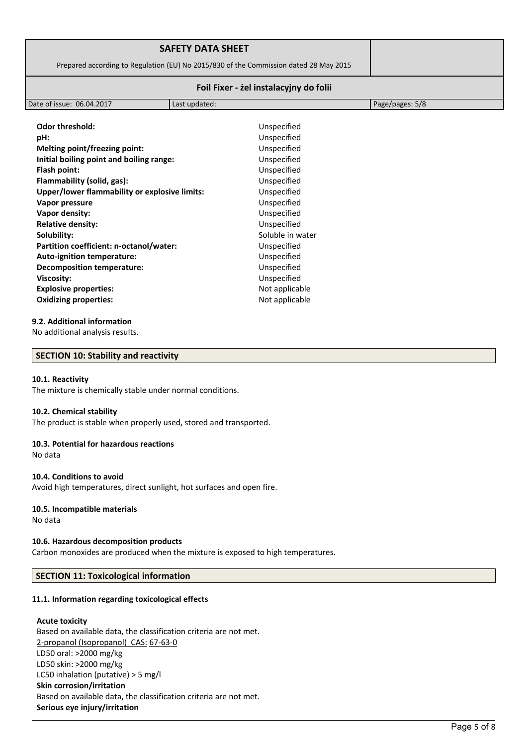| | |
|---|---|
| **Odor threshold:** | Unspecified |
| **pH:** | Unspecified |
| **Melting point/freezing point:** | Unspecified |
| **Initial boiling point and boiling range:** | Unspecified |
| **Flash point:** | Unspecified |
| **Flammability (solid, gas):** | Unspecified |
| **Upper/lower flammability or explosive limits:** | Unspecified |
| **Vapor pressure** | Unspecified |
| **Vapor density:** | Unspecified |
| **Relative density:** | Unspecified |
| **Solubility:** | Soluble in water |
| **Partition coefficient: n-octanol/water:** | Unspecified |
| **Auto-ignition temperature:** | Unspecified |
| **Decomposition temperature:** | Unspecified |
| **Viscosity:** | Unspecified |
| **Explosive properties:** | Not applicable |
| **Oxidizing properties:** | Not applicable |

**9.2. Additional information**

No additional analysis results.

## SECTION 10: Stability and reactivity

**10.1. Reactivity**

The mixture is chemically stable under normal conditions.

**10.2. Chemical stability**

The product is stable when properly used, stored and transported.

**10.3. Potential for hazardous reactions**

No data

**10.4. Conditions to avoid**

Avoid high temperatures, direct sunlight, hot surfaces and open fire.

**10.5. Incompatible materials**

No data

**10.6. Hazardous decomposition products**

Carbon monoxides are produced when the mixture is exposed to high temperatures.

## SECTION 11: Toxicological information

**11.1. Information regarding toxicological effects**

**Acute toxicity**

Based on available data, the classification criteria are not met.

2-propanol (Isopropanol) CAS: 67-63-0

LD50 oral: >2000 mg/kg

LD50 skin: >2000 mg/kg

LC50 inhalation (putative) > 5 mg/l

**Skin corrosion/irritation**

Based on available data, the classification criteria are not met.

**Serious eye injury/irritation**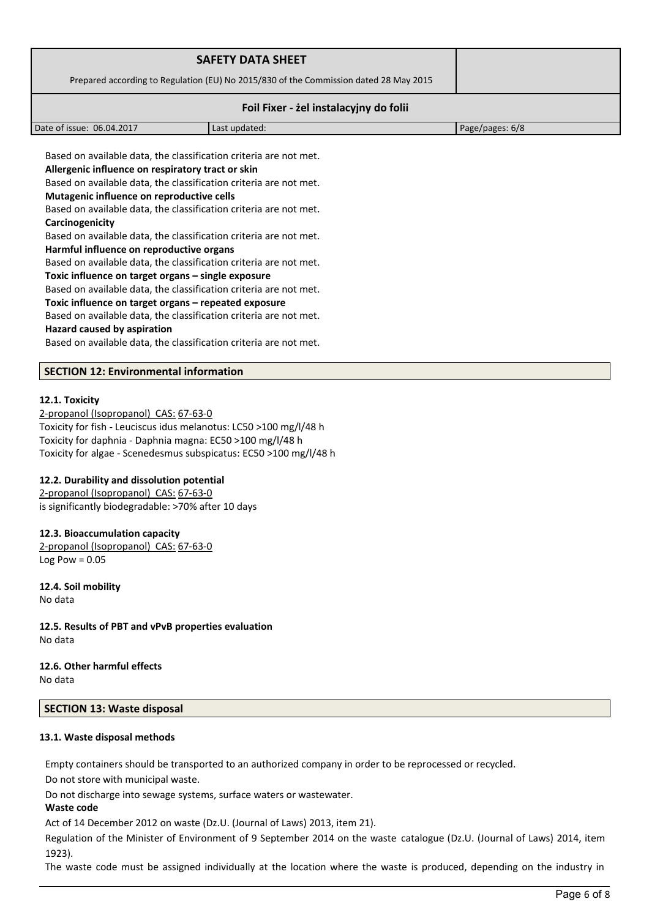Based on available data, the classification criteria are not met.

**Allergenic influence on respiratory tract or skin**

Based on available data, the classification criteria are not met.

**Mutagenic influence on reproductive cells**

Based on available data, the classification criteria are not met.

**Carcinogenicity**

Based on available data, the classification criteria are not met.

**Harmful influence on reproductive organs**

Based on available data, the classification criteria are not met.

**Toxic influence on target organs – single exposure**

Based on available data, the classification criteria are not met.

**Toxic influence on target organs – repeated exposure**

Based on available data, the classification criteria are not met.

**Hazard caused by aspiration**

Based on available data, the classification criteria are not met.

## SECTION 12: Environmental information

### 12.1. Toxicity

2-propanol (Isopropanol) CAS: 67-63-0
Toxicity for fish - Leuciscus idus melanotus: LC50 >100 mg/l/48 h
Toxicity for daphnia - Daphnia magna: EC50 >100 mg/l/48 h
Toxicity for algae - Scenedesmus subspicatus: EC50 >100 mg/l/48 h

### 12.2. Durability and dissolution potential

2-propanol (Isopropanol) CAS: 67-63-0
is significantly biodegradable: >70% after 10 days

### 12.3. Bioaccumulation capacity

2-propanol (Isopropanol) CAS: 67-63-0
Log Pow = 0.05

### 12.4. Soil mobility

No data

### 12.5. Results of PBT and vPvB properties evaluation

No data

### 12.6. Other harmful effects

No data

## SECTION 13: Waste disposal

### 13.1. Waste disposal methods

Empty containers should be transported to an authorized company in order to be reprocessed or recycled.

Do not store with municipal waste.

Do not discharge into sewage systems, surface waters or wastewater.

**Waste code**

Act of 14 December 2012 on waste (Dz.U. (Journal of Laws) 2013, item 21).

Regulation of the Minister of Environment of 9 September 2014 on the waste catalogue (Dz.U. (Journal of Laws) 2014, item 1923).

The waste code must be assigned individually at the location where the waste is produced, depending on the industry in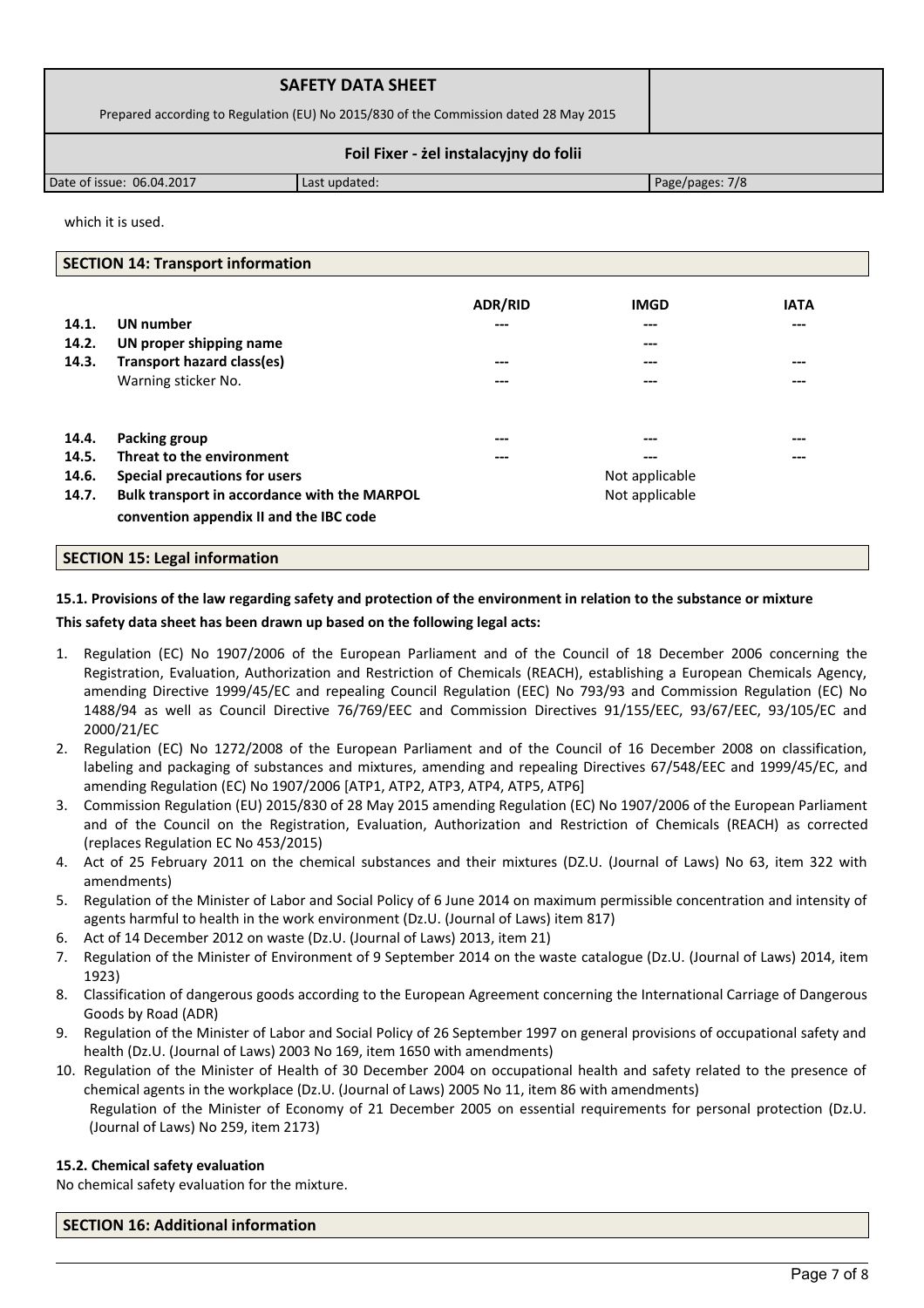which it is used.

## SECTION 14: Transport information

| | | ADR/RID | IMGD | IATA |
|---|---|---|---|---|
| 14.1. | **UN number** | --- | --- | --- |
| 14.2. | **UN proper shipping name** | | --- | |
| 14.3. | **Transport hazard class(es)** | --- | --- | --- |
| | Warning sticker No. | --- | --- | --- |
| 14.4. | **Packing group** | --- | --- | --- |
| 14.5. | **Threat to the environment** | --- | --- | --- |
| 14.6. | **Special precautions for users** | | Not applicable | |
| 14.7. | **Bulk transport in accordance with the MARPOL convention appendix II and the IBC code** | | Not applicable | |

## SECTION 15: Legal information

**15.1. Provisions of the law regarding safety and protection of the environment in relation to the substance or mixture**

**This safety data sheet has been drawn up based on the following legal acts:**

1. Regulation (EC) No 1907/2006 of the European Parliament and of the Council of 18 December 2006 concerning the Registration, Evaluation, Authorization and Restriction of Chemicals (REACH), establishing a European Chemicals Agency, amending Directive 1999/45/EC and repealing Council Regulation (EEC) No 793/93 and Commission Regulation (EC) No 1488/94 as well as Council Directive 76/769/EEC and Commission Directives 91/155/EEC, 93/67/EEC, 93/105/EC and 2000/21/EC
2. Regulation (EC) No 1272/2008 of the European Parliament and of the Council of 16 December 2008 on classification, labeling and packaging of substances and mixtures, amending and repealing Directives 67/548/EEC and 1999/45/EC, and amending Regulation (EC) No 1907/2006 [ATP1, ATP2, ATP3, ATP4, ATP5, ATP6]
3. Commission Regulation (EU) 2015/830 of 28 May 2015 amending Regulation (EC) No 1907/2006 of the European Parliament and of the Council on the Registration, Evaluation, Authorization and Restriction of Chemicals (REACH) as corrected (replaces Regulation EC No 453/2015)
4. Act of 25 February 2011 on the chemical substances and their mixtures (DZ.U. (Journal of Laws) No 63, item 322 with amendments)
5. Regulation of the Minister of Labor and Social Policy of 6 June 2014 on maximum permissible concentration and intensity of agents harmful to health in the work environment (Dz.U. (Journal of Laws) item 817)
6. Act of 14 December 2012 on waste (Dz.U. (Journal of Laws) 2013, item 21)
7. Regulation of the Minister of Environment of 9 September 2014 on the waste catalogue (Dz.U. (Journal of Laws) 2014, item 1923)
8. Classification of dangerous goods according to the European Agreement concerning the International Carriage of Dangerous Goods by Road (ADR)
9. Regulation of the Minister of Labor and Social Policy of 26 September 1997 on general provisions of occupational safety and health (Dz.U. (Journal of Laws) 2003 No 169, item 1650 with amendments)
10. Regulation of the Minister of Health of 30 December 2004 on occupational health and safety related to the presence of chemical agents in the workplace (Dz.U. (Journal of Laws) 2005 No 11, item 86 with amendments)
    Regulation of the Minister of Economy of 21 December 2005 on essential requirements for personal protection (Dz.U. (Journal of Laws) No 259, item 2173)

**15.2. Chemical safety evaluation**

No chemical safety evaluation for the mixture.

## SECTION 16: Additional information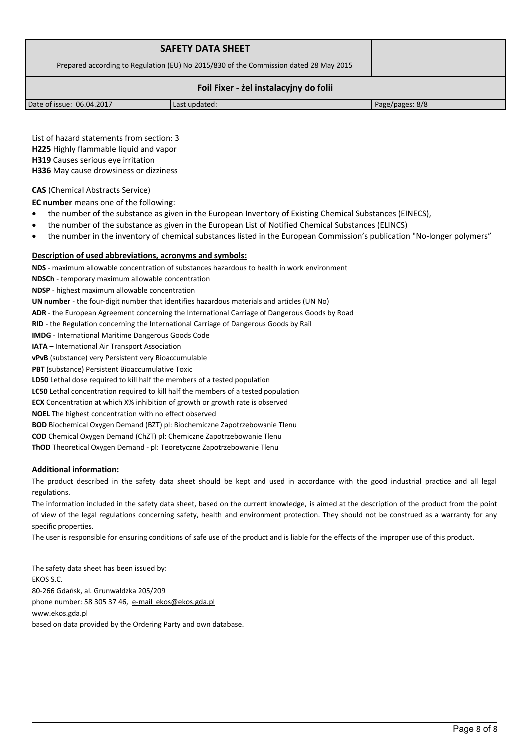List of hazard statements from section: 3
**H225** Highly flammable liquid and vapor
**H319** Causes serious eye irritation
**H336** May cause drowsiness or dizziness

**CAS** (Chemical Abstracts Service)

**EC number** means one of the following:

- the number of the substance as given in the European Inventory of Existing Chemical Substances (EINECS),
- the number of the substance as given in the European List of Notified Chemical Substances (ELINCS)
- the number in the inventory of chemical substances listed in the European Commission's publication "No-longer polymers"

**Description of used abbreviations, acronyms and symbols:**

**NDS** - maximum allowable concentration of substances hazardous to health in work environment
**NDSCh** - temporary maximum allowable concentration
**NDSP** - highest maximum allowable concentration
**UN number** - the four-digit number that identifies hazardous materials and articles (UN No)
**ADR** - the European Agreement concerning the International Carriage of Dangerous Goods by Road
**RID** - the Regulation concerning the International Carriage of Dangerous Goods by Rail
**IMDG** - International Maritime Dangerous Goods Code
**IATA** – International Air Transport Association
**vPvB** (substance) very Persistent very Bioaccumulable
**PBT** (substance) Persistent Bioaccumulative Toxic
**LD50** Lethal dose required to kill half the members of a tested population
**LC50** Lethal concentration required to kill half the members of a tested population
**ECX** Concentration at which X% inhibition of growth or growth rate is observed
**NOEL** The highest concentration with no effect observed
**BOD** Biochemical Oxygen Demand (BZT) pl: Biochemiczne Zapotrzebowanie Tlenu
**COD** Chemical Oxygen Demand (ChZT) pl: Chemiczne Zapotrzebowanie Tlenu
**ThOD** Theoretical Oxygen Demand - pl: Teoretyczne Zapotrzebowanie Tlenu

**Additional information:**

The product described in the safety data sheet should be kept and used in accordance with the good industrial practice and all legal regulations.

The information included in the safety data sheet, based on the current knowledge, is aimed at the description of the product from the point of view of the legal regulations concerning safety, health and environment protection. They should not be construed as a warranty for any specific properties.

The user is responsible for ensuring conditions of safe use of the product and is liable for the effects of the improper use of this product.

The safety data sheet has been issued by:
EKOS S.C.
80-266 Gdańsk, al. Grunwaldzka 205/209
phone number: 58 305 37 46, e-mail ekos@ekos.gda.pl
www.ekos.gda.pl
based on data provided by the Ordering Party and own database.